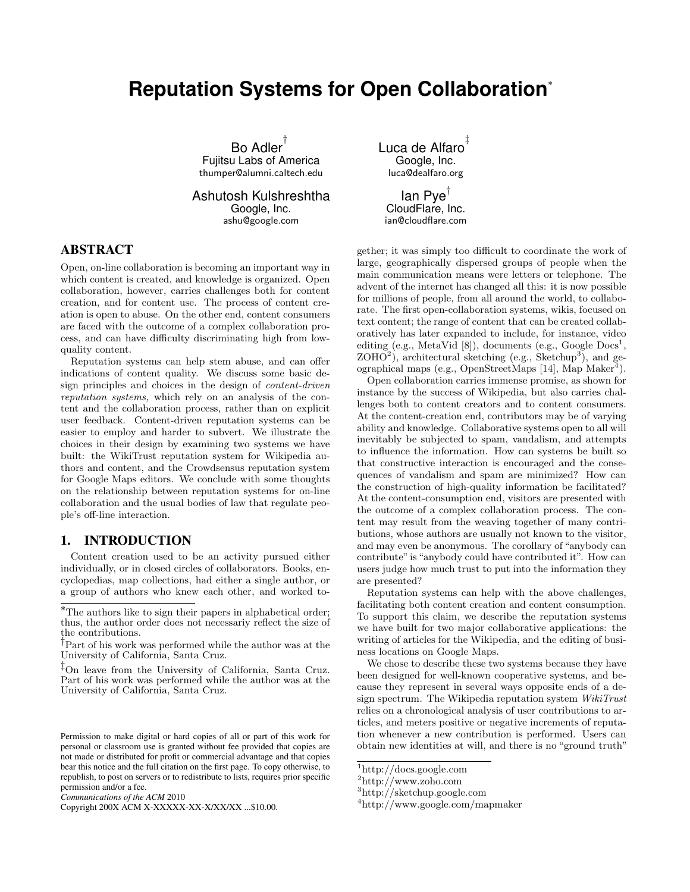# Reputation Systems for Open Collaboration[*]

Bo Adler[†]
Fujitsu Labs of America
thumper@alumni.caltech.edu

Luca de Alfaro[‡]
Google, Inc.
luca@dealfaro.org

Ashutosh Kulshreshtha
Google, Inc.
ashu@google.com

Ian Pye[†]
CloudFlare, Inc.
ian@cloudflare.com

## ABSTRACT

Open, on-line collaboration is becoming an important way in which content is created, and knowledge is organized. Open collaboration, however, carries challenges both for content creation, and for content use. The process of content creation is open to abuse. On the other end, content consumers are faced with the outcome of a complex collaboration process, and can have difficulty discriminating high from low-quality content.

Reputation systems can help stem abuse, and can offer indications of content quality. We discuss some basic design principles and choices in the design of *content-driven reputation systems,* which rely on an analysis of the content and the collaboration process, rather than on explicit user feedback. Content-driven reputation systems can be easier to employ and harder to subvert. We illustrate the choices in their design by examining two systems we have built: the WikiTrust reputation system for Wikipedia authors and content, and the Crowdsensus reputation system for Google Maps editors. We conclude with some thoughts on the relationship between reputation systems for on-line collaboration and the usual bodies of law that regulate people's off-line interaction.

## 1. INTRODUCTION

Content creation used to be an activity pursued either individually, or in closed circles of collaborators. Books, encyclopedias, map collections, had either a single author, or a group of authors who knew each other, and worked together; it was simply too difficult to coordinate the work of large, geographically dispersed groups of people when the main communication means were letters or telephone. The advent of the internet has changed all this: it is now possible for millions of people, from all around the world, to collaborate. The first open-collaboration systems, wikis, focused on text content; the range of content that can be created collaboratively has later expanded to include, for instance, video editing (e.g., MetaVid [8]), documents (e.g., Google Docs[1], ZOHO[2]), architectural sketching (e.g., Sketchup[3]), and geographical maps (e.g., OpenStreetMaps [14], Map Maker[4]).

Open collaboration carries immense promise, as shown for instance by the success of Wikipedia, but also carries challenges both to content creators and to content consumers. At the content-creation end, contributors may be of varying ability and knowledge. Collaborative systems open to all will inevitably be subjected to spam, vandalism, and attempts to influence the information. How can systems be built so that constructive interaction is encouraged and the consequences of vandalism and spam are minimized? How can the construction of high-quality information be facilitated? At the content-consumption end, visitors are presented with the outcome of a complex collaboration process. The content may result from the weaving together of many contributions, whose authors are usually not known to the visitor, and may even be anonymous. The corollary of "anybody can contribute" is "anybody could have contributed it". How can users judge how much trust to put into the information they are presented?

Reputation systems can help with the above challenges, facilitating both content creation and content consumption. To support this claim, we describe the reputation systems we have built for two major collaborative applications: the writing of articles for the Wikipedia, and the editing of business locations on Google Maps.

We chose to describe these two systems because they have been designed for well-known cooperative systems, and because they represent in several ways opposite ends of a design spectrum. The Wikipedia reputation system *WikiTrust* relies on a chronological analysis of user contributions to articles, and meters positive or negative increments of reputation whenever a new contribution is performed. Users can obtain new identities at will, and there is no "ground truth"

[*]The authors like to sign their papers in alphabetical order; thus, the author order does not necessariy reflect the size of the contributions.

[†]Part of his work was performed while the author was at the University of California, Santa Cruz.

[‡]On leave from the University of California, Santa Cruz. Part of his work was performed while the author was at the University of California, Santa Cruz.

Permission to make digital or hard copies of all or part of this work for personal or classroom use is granted without fee provided that copies are not made or distributed for profit or commercial advantage and that copies bear this notice and the full citation on the first page. To copy otherwise, to republish, to post on servers or to redistribute to lists, requires prior specific permission and/or a fee.
*Communications of the ACM* 2010
Copyright 200X ACM X-XXXXX-XX-X/XX/XX ...$10.00.

[1]http://docs.google.com

[2]http://www.zoho.com

[3]http://sketchup.google.com

[4]http://www.google.com/mapmaker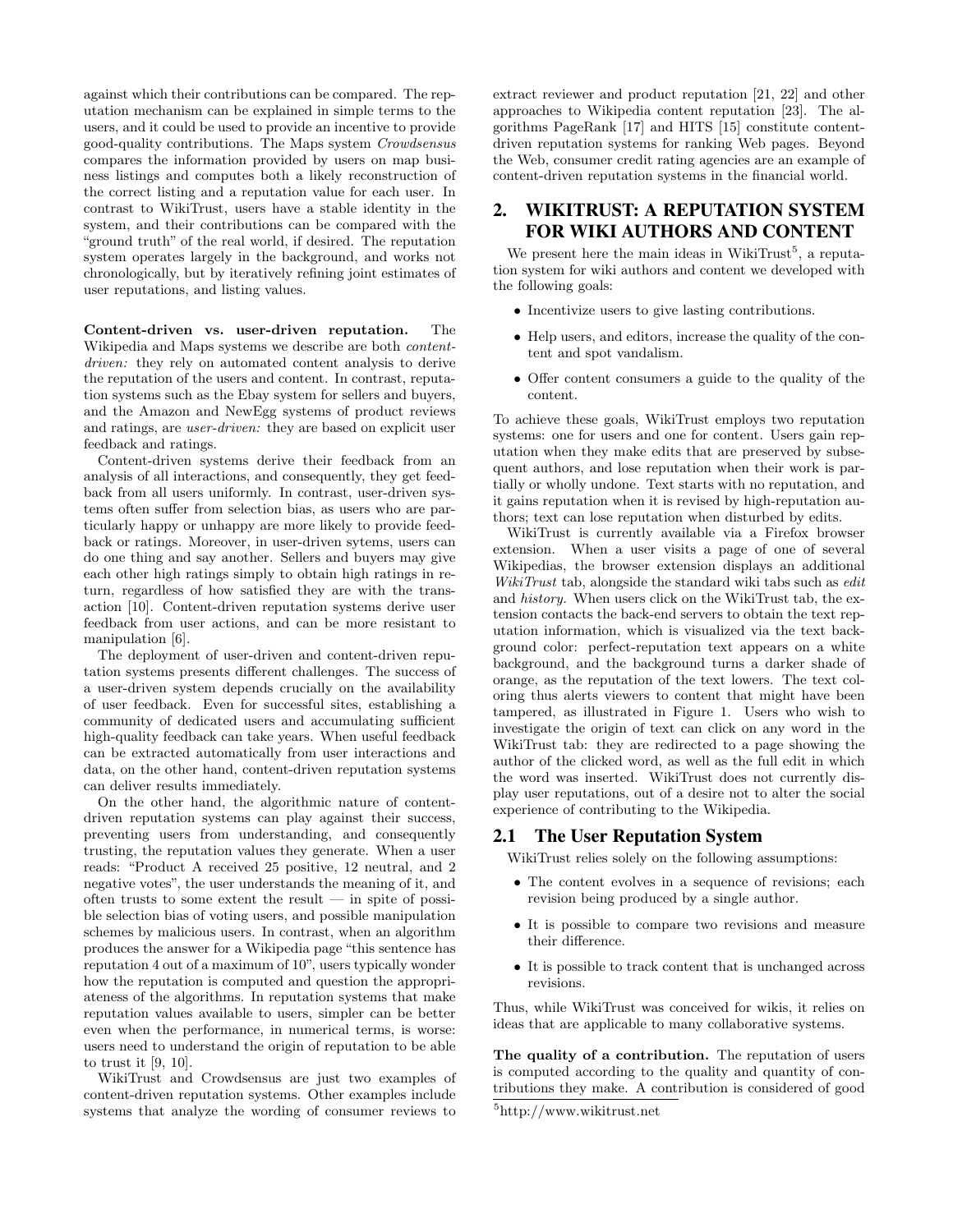against which their contributions can be compared. The reputation mechanism can be explained in simple terms to the users, and it could be used to provide an incentive to provide good-quality contributions. The Maps system *Crowdsensus* compares the information provided by users on map business listings and computes both a likely reconstruction of the correct listing and a reputation value for each user. In contrast to WikiTrust, users have a stable identity in the system, and their contributions can be compared with the "ground truth" of the real world, if desired. The reputation system operates largely in the background, and works not chronologically, but by iteratively refining joint estimates of user reputations, and listing values.

**Content-driven vs. user-driven reputation.** The Wikipedia and Maps systems we describe are both *content-driven:* they rely on automated content analysis to derive the reputation of the users and content. In contrast, reputation systems such as the Ebay system for sellers and buyers, and the Amazon and NewEgg systems of product reviews and ratings, are *user-driven:* they are based on explicit user feedback and ratings.

Content-driven systems derive their feedback from an analysis of all interactions, and consequently, they get feedback from all users uniformly. In contrast, user-driven systems often suffer from selection bias, as users who are particularly happy or unhappy are more likely to provide feedback or ratings. Moreover, in user-driven sytems, users can do one thing and say another. Sellers and buyers may give each other high ratings simply to obtain high ratings in return, regardless of how satisfied they are with the transaction [10]. Content-driven reputation systems derive user feedback from user actions, and can be more resistant to manipulation [6].

The deployment of user-driven and content-driven reputation systems presents different challenges. The success of a user-driven system depends crucially on the availability of user feedback. Even for successful sites, establishing a community of dedicated users and accumulating sufficient high-quality feedback can take years. When useful feedback can be extracted automatically from user interactions and data, on the other hand, content-driven reputation systems can deliver results immediately.

On the other hand, the algorithmic nature of content-driven reputation systems can play against their success, preventing users from understanding, and consequently trusting, the reputation values they generate. When a user reads: "Product A received 25 positive, 12 neutral, and 2 negative votes", the user understands the meaning of it, and often trusts to some extent the result — in spite of possible selection bias of voting users, and possible manipulation schemes by malicious users. In contrast, when an algorithm produces the answer for a Wikipedia page "this sentence has reputation 4 out of a maximum of 10", users typically wonder how the reputation is computed and question the appropriateness of the algorithms. In reputation systems that make reputation values available to users, simpler can be better even when the performance, in numerical terms, is worse: users need to understand the origin of reputation to be able to trust it [9, 10].

WikiTrust and Crowdsensus are just two examples of content-driven reputation systems. Other examples include systems that analyze the wording of consumer reviews to extract reviewer and product reputation [21, 22] and other approaches to Wikipedia content reputation [23]. The algorithms PageRank [17] and HITS [15] constitute content-driven reputation systems for ranking Web pages. Beyond the Web, consumer credit rating agencies are an example of content-driven reputation systems in the financial world.

## 2. WIKITRUST: A REPUTATION SYSTEM FOR WIKI AUTHORS AND CONTENT

We present here the main ideas in WikiTrust[5], a reputation system for wiki authors and content we developed with the following goals:

- Incentivize users to give lasting contributions.
- Help users, and editors, increase the quality of the content and spot vandalism.
- Offer content consumers a guide to the quality of the content.

To achieve these goals, WikiTrust employs two reputation systems: one for users and one for content. Users gain reputation when they make edits that are preserved by subsequent authors, and lose reputation when their work is partially or wholly undone. Text starts with no reputation, and it gains reputation when it is revised by high-reputation authors; text can lose reputation when disturbed by edits.

WikiTrust is currently available via a Firefox browser extension. When a user visits a page of one of several Wikipedias, the browser extension displays an additional *WikiTrust* tab, alongside the standard wiki tabs such as *edit* and *history.* When users click on the WikiTrust tab, the extension contacts the back-end servers to obtain the text reputation information, which is visualized via the text background color: perfect-reputation text appears on a white background, and the background turns a darker shade of orange, as the reputation of the text lowers. The text coloring thus alerts viewers to content that might have been tampered, as illustrated in Figure 1. Users who wish to investigate the origin of text can click on any word in the WikiTrust tab: they are redirected to a page showing the author of the clicked word, as well as the full edit in which the word was inserted. WikiTrust does not currently display user reputations, out of a desire not to alter the social experience of contributing to the Wikipedia.

### 2.1 The User Reputation System

WikiTrust relies solely on the following assumptions:

- The content evolves in a sequence of revisions; each revision being produced by a single author.
- It is possible to compare two revisions and measure their difference.
- It is possible to track content that is unchanged across revisions.

Thus, while WikiTrust was conceived for wikis, it relies on ideas that are applicable to many collaborative systems.

**The quality of a contribution.** The reputation of users is computed according to the quality and quantity of contributions they make. A contribution is considered of good

[5]http://www.wikitrust.net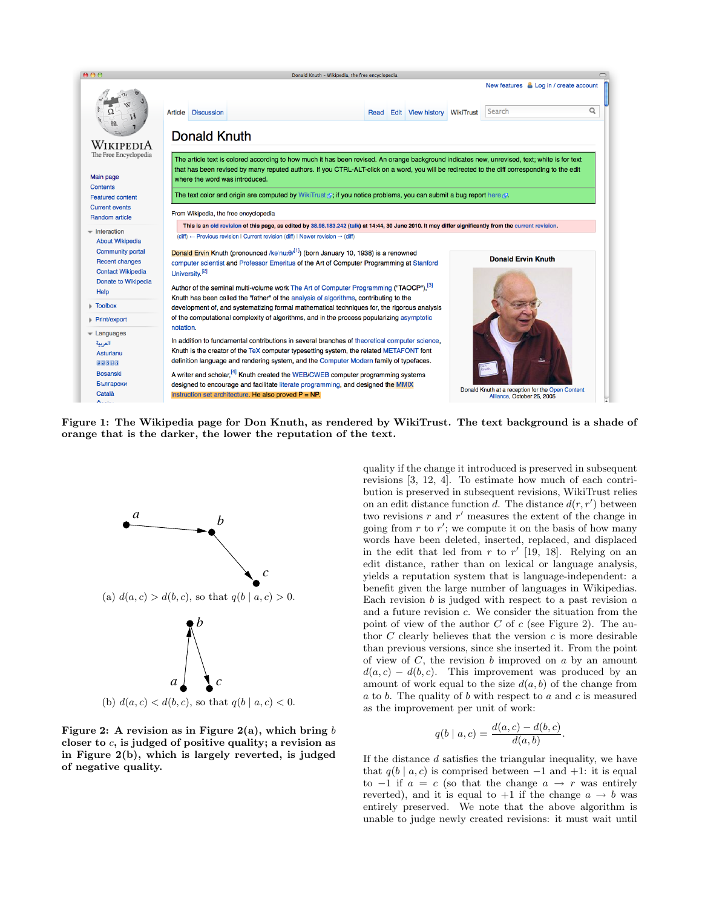Figure 1: The Wikipedia page for Don Knuth, as rendered by WikiTrust. The text background is a shade of orange that is the darker, the lower the reputation of the text.

(a) $d(a,c) > d(b,c)$, so that $q(b \mid a,c) > 0$.

(b) $d(a,c) < d(b,c)$, so that $q(b \mid a,c) < 0$.

**Figure 2: A revision as in Figure 2(a), which bring $b$ closer to $c$, is judged of positive quality; a revision as in Figure 2(b), which is largely reverted, is judged of negative quality.**

quality if the change it introduced is preserved in subsequent revisions [3, 12, 4]. To estimate how much of each contribution is preserved in subsequent revisions, WikiTrust relies on an edit distance function $d$. The distance $d(r, r')$ between two revisions $r$ and $r'$ measures the extent of the change in going from $r$ to $r'$; we compute it on the basis of how many words have been deleted, inserted, replaced, and displaced in the edit that led from $r$ to $r'$ [19, 18]. Relying on an edit distance, rather than on lexical or language analysis, yields a reputation system that is language-independent: a benefit given the large number of languages in Wikipedias. Each revision $b$ is judged with respect to a past revision $a$ and a future revision $c$. We consider the situation from the point of view of the author $C$ of $c$ (see Figure 2). The author $C$ clearly believes that the version $c$ is more desirable than previous versions, since she inserted it. From the point of view of $C$, the revision $b$ improved on $a$ by an amount $d(a,c) - d(b,c)$. This improvement was produced by an amount of work equal to the size $d(a,b)$ of the change from $a$ to $b$. The quality of $b$ with respect to $a$ and $c$ is measured as the improvement per unit of work:

$$q(b \mid a, c) = \frac{d(a,c) - d(b,c)}{d(a,b)}.$$

If the distance $d$ satisfies the triangular inequality, we have that $q(b \mid a,c)$ is comprised between $-1$ and $+1$: it is equal to $-1$ if $a = c$ (so that the change $a \to r$ was entirely reverted), and it is equal to $+1$ if the change $a \to b$ was entirely preserved. We note that the above algorithm is unable to judge newly created revisions: it must wait until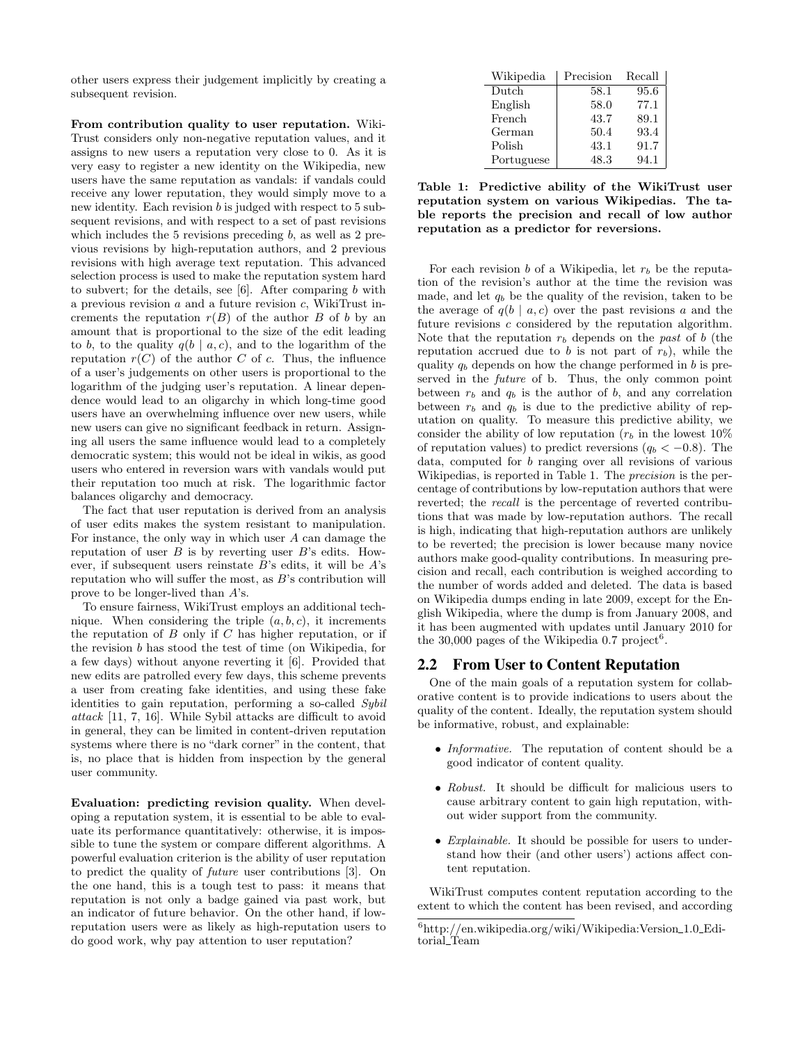other users express their judgement implicitly by creating a subsequent revision.

**From contribution quality to user reputation.** WikiTrust considers only non-negative reputation values, and it assigns to new users a reputation very close to 0. As it is very easy to register a new identity on the Wikipedia, new users have the same reputation as vandals: if vandals could receive any lower reputation, they would simply move to a new identity. Each revision $b$ is judged with respect to 5 subsequent revisions, and with respect to a set of past revisions which includes the 5 revisions preceding $b$, as well as 2 previous revisions by high-reputation authors, and 2 previous revisions with high average text reputation. This advanced selection process is used to make the reputation system hard to subvert; for the details, see [6]. After comparing $b$ with a previous revision $a$ and a future revision $c$, WikiTrust increments the reputation $r(B)$ of the author $B$ of $b$ by an amount that is proportional to the size of the edit leading to $b$, to the quality $q(b \mid a, c)$, and to the logarithm of the reputation $r(C)$ of the author $C$ of $c$. Thus, the influence of a user's judgements on other users is proportional to the logarithm of the judging user's reputation. A linear dependence would lead to an oligarchy in which long-time good users have an overwhelming influence over new users, while new users can give no significant feedback in return. Assigning all users the same influence would lead to a completely democratic system; this would not be ideal in wikis, as good users who entered in reversion wars with vandals would put their reputation too much at risk. The logarithmic factor balances oligarchy and democracy.

The fact that user reputation is derived from an analysis of user edits makes the system resistant to manipulation. For instance, the only way in which user $A$ can damage the reputation of user $B$ is by reverting user $B$'s edits. However, if subsequent users reinstate $B$'s edits, it will be $A$'s reputation who will suffer the most, as $B$'s contribution will prove to be longer-lived than $A$'s.

To ensure fairness, WikiTrust employs an additional technique. When considering the triple $(a, b, c)$, it increments the reputation of $B$ only if $C$ has higher reputation, or if the revision $b$ has stood the test of time (on Wikipedia, for a few days) without anyone reverting it [6]. Provided that new edits are patrolled every few days, this scheme prevents a user from creating fake identities, and using these fake identities to gain reputation, performing a so-called *Sybil attack* [11, 7, 16]. While Sybil attacks are difficult to avoid in general, they can be limited in content-driven reputation systems where there is no "dark corner" in the content, that is, no place that is hidden from inspection by the general user community.

**Evaluation: predicting revision quality.** When developing a reputation system, it is essential to be able to evaluate its performance quantitatively: otherwise, it is impossible to tune the system or compare different algorithms. A powerful evaluation criterion is the ability of user reputation to predict the quality of *future* user contributions [3]. On the one hand, this is a tough test to pass: it means that reputation is not only a badge gained via past work, but an indicator of future behavior. On the other hand, if low-reputation users were as likely as high-reputation users to do good work, why pay attention to user reputation?

| Wikipedia | Precision | Recall |
|---|---|---|
| Dutch | 58.1 | 95.6 |
| English | 58.0 | 77.1 |
| French | 43.7 | 89.1 |
| German | 50.4 | 93.4 |
| Polish | 43.1 | 91.7 |
| Portuguese | 48.3 | 94.1 |

**Table 1: Predictive ability of the WikiTrust user reputation system on various Wikipedias. The table reports the precision and recall of low author reputation as a predictor for reversions.**

For each revision $b$ of a Wikipedia, let $r_b$ be the reputation of the revision's author at the time the revision was made, and let $q_b$ be the quality of the revision, taken to be the average of $q(b \mid a, c)$ over the past revisions $a$ and the future revisions $c$ considered by the reputation algorithm. Note that the reputation $r_b$ depends on the *past* of $b$ (the reputation accrued due to $b$ is not part of $r_b$), while the quality $q_b$ depends on how the change performed in $b$ is preserved in the *future* of b. Thus, the only common point between $r_b$ and $q_b$ is the author of $b$, and any correlation between $r_b$ and $q_b$ is due to the predictive ability of reputation on quality. To measure this predictive ability, we consider the ability of low reputation ($r_b$ in the lowest 10% of reputation values) to predict reversions ($q_b < -0.8$). The data, computed for $b$ ranging over all revisions of various Wikipedias, is reported in Table 1. The *precision* is the percentage of contributions by low-reputation authors that were reverted; the *recall* is the percentage of reverted contributions that was made by low-reputation authors. The recall is high, indicating that high-reputation authors are unlikely to be reverted; the precision is lower because many novice authors make good-quality contributions. In measuring precision and recall, each contribution is weighed according to the number of words added and deleted. The data is based on Wikipedia dumps ending in late 2009, except for the English Wikipedia, where the dump is from January 2008, and it has been augmented with updates until January 2010 for the 30,000 pages of the Wikipedia 0.7 project[6].

## 2.2 From User to Content Reputation

One of the main goals of a reputation system for collaborative content is to provide indications to users about the quality of the content. Ideally, the reputation system should be informative, robust, and explainable:

- *Informative.* The reputation of content should be a good indicator of content quality.
- *Robust.* It should be difficult for malicious users to cause arbitrary content to gain high reputation, without wider support from the community.
- *Explainable.* It should be possible for users to understand how their (and other users') actions affect content reputation.

WikiTrust computes content reputation according to the extent to which the content has been revised, and according

[6]http://en.wikipedia.org/wiki/Wikipedia:Version_1.0_Editorial_Team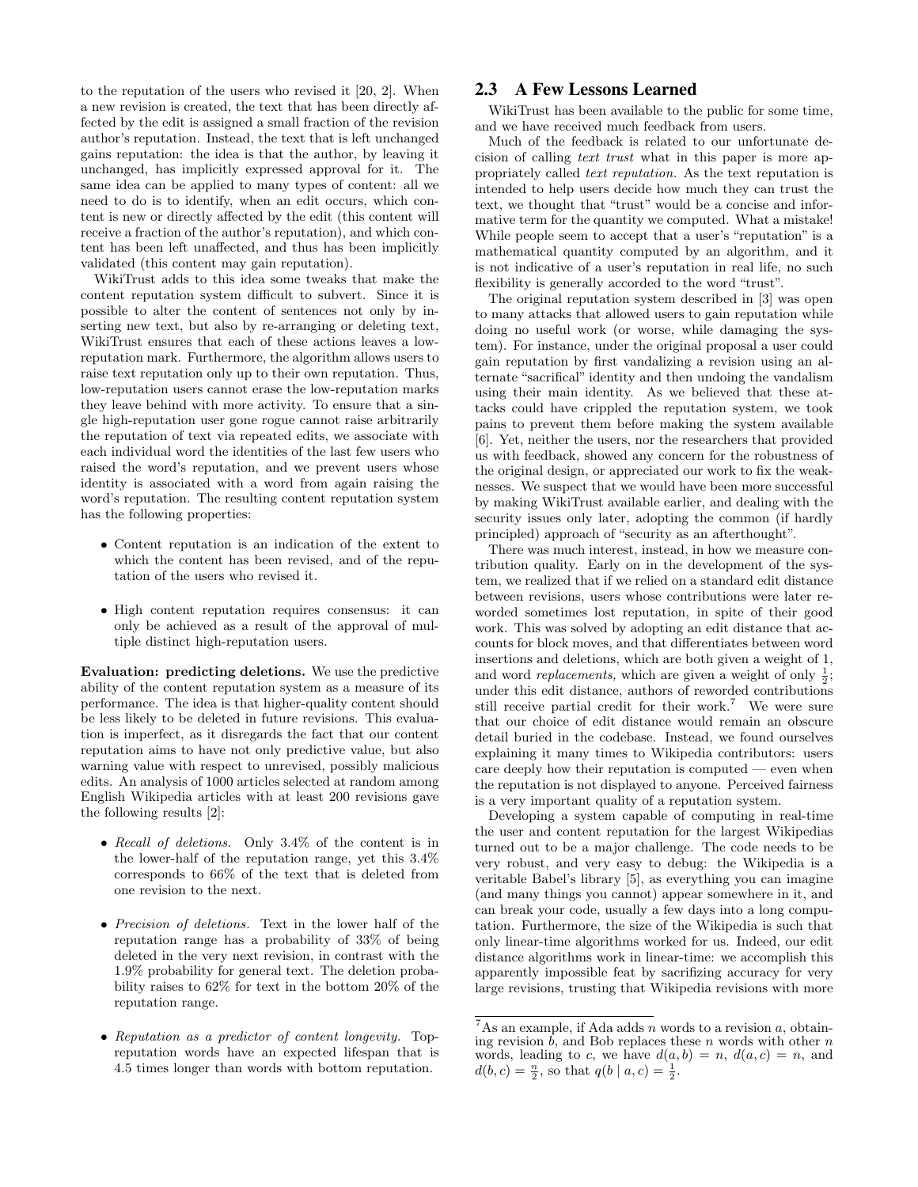to the reputation of the users who revised it [20, 2]. When a new revision is created, the text that has been directly affected by the edit is assigned a small fraction of the revision author's reputation. Instead, the text that is left unchanged gains reputation: the idea is that the author, by leaving it unchanged, has implicitly expressed approval for it. The same idea can be applied to many types of content: all we need to do is to identify, when an edit occurs, which content is new or directly affected by the edit (this content will receive a fraction of the author's reputation), and which content has been left unaffected, and thus has been implicitly validated (this content may gain reputation).

WikiTrust adds to this idea some tweaks that make the content reputation system difficult to subvert. Since it is possible to alter the content of sentences not only by inserting new text, but also by re-arranging or deleting text, WikiTrust ensures that each of these actions leaves a low-reputation mark. Furthermore, the algorithm allows users to raise text reputation only up to their own reputation. Thus, low-reputation users cannot erase the low-reputation marks they leave behind with more activity. To ensure that a single high-reputation user gone rogue cannot raise arbitrarily the reputation of text via repeated edits, we associate with each individual word the identities of the last few users who raised the word's reputation, and we prevent users whose identity is associated with a word from again raising the word's reputation. The resulting content reputation system has the following properties:

- Content reputation is an indication of the extent to which the content has been revised, and of the reputation of the users who revised it.
- High content reputation requires consensus: it can only be achieved as a result of the approval of multiple distinct high-reputation users.

**Evaluation: predicting deletions.** We use the predictive ability of the content reputation system as a measure of its performance. The idea is that higher-quality content should be less likely to be deleted in future revisions. This evaluation is imperfect, as it disregards the fact that our content reputation aims to have not only predictive value, but also warning value with respect to unrevised, possibly malicious edits. An analysis of 1000 articles selected at random among English Wikipedia articles with at least 200 revisions gave the following results [2]:

- *Recall of deletions.* Only 3.4% of the content is in the lower-half of the reputation range, yet this 3.4% corresponds to 66% of the text that is deleted from one revision to the next.
- *Precision of deletions.* Text in the lower half of the reputation range has a probability of 33% of being deleted in the very next revision, in contrast with the 1.9% probability for general text. The deletion probability raises to 62% for text in the bottom 20% of the reputation range.
- *Reputation as a predictor of content longevity.* Top-reputation words have an expected lifespan that is 4.5 times longer than words with bottom reputation.

## 2.3 A Few Lessons Learned

WikiTrust has been available to the public for some time, and we have received much feedback from users.

Much of the feedback is related to our unfortunate decision of calling *text trust* what in this paper is more appropriately called *text reputation.* As the text reputation is intended to help users decide how much they can trust the text, we thought that "trust" would be a concise and informative term for the quantity we computed. What a mistake! While people seem to accept that a user's "reputation" is a mathematical quantity computed by an algorithm, and it is not indicative of a user's reputation in real life, no such flexibility is generally accorded to the word "trust".

The original reputation system described in [3] was open to many attacks that allowed users to gain reputation while doing no useful work (or worse, while damaging the system). For instance, under the original proposal a user could gain reputation by first vandalizing a revision using an alternate "sacrifical" identity and then undoing the vandalism using their main identity. As we believed that these attacks could have crippled the reputation system, we took pains to prevent them before making the system available [6]. Yet, neither the users, nor the researchers that provided us with feedback, showed any concern for the robustness of the original design, or appreciated our work to fix the weaknesses. We suspect that we would have been more successful by making WikiTrust available earlier, and dealing with the security issues only later, adopting the common (if hardly principled) approach of "security as an afterthought".

There was much interest, instead, in how we measure contribution quality. Early on in the development of the system, we realized that if we relied on a standard edit distance between revisions, users whose contributions were later reworded sometimes lost reputation, in spite of their good work. This was solved by adopting an edit distance that accounts for block moves, and that differentiates between word insertions and deletions, which are both given a weight of 1, and word *replacements,* which are given a weight of only $\frac{1}{2}$; under this edit distance, authors of reworded contributions still receive partial credit for their work.[7] We were sure that our choice of edit distance would remain an obscure detail buried in the codebase. Instead, we found ourselves explaining it many times to Wikipedia contributors: users care deeply how their reputation is computed — even when the reputation is not displayed to anyone. Perceived fairness is a very important quality of a reputation system.

Developing a system capable of computing in real-time the user and content reputation for the largest Wikipedias turned out to be a major challenge. The code needs to be very robust, and very easy to debug: the Wikipedia is a veritable Babel's library [5], as everything you can imagine (and many things you cannot) appear somewhere in it, and can break your code, usually a few days into a long computation. Furthermore, the size of the Wikipedia is such that only linear-time algorithms worked for us. Indeed, our edit distance algorithms work in linear-time: we accomplish this apparently impossible feat by sacrifizing accuracy for very large revisions, trusting that Wikipedia revisions with more

[7] As an example, if Ada adds $n$ words to a revision $a$, obtaining revision $b$, and Bob replaces these $n$ words with other $n$ words, leading to $c$, we have $d(a, b) = n$, $d(a, c) = n$, and $d(b, c) = \frac{n}{2}$, so that $q(b \mid a, c) = \frac{1}{2}$.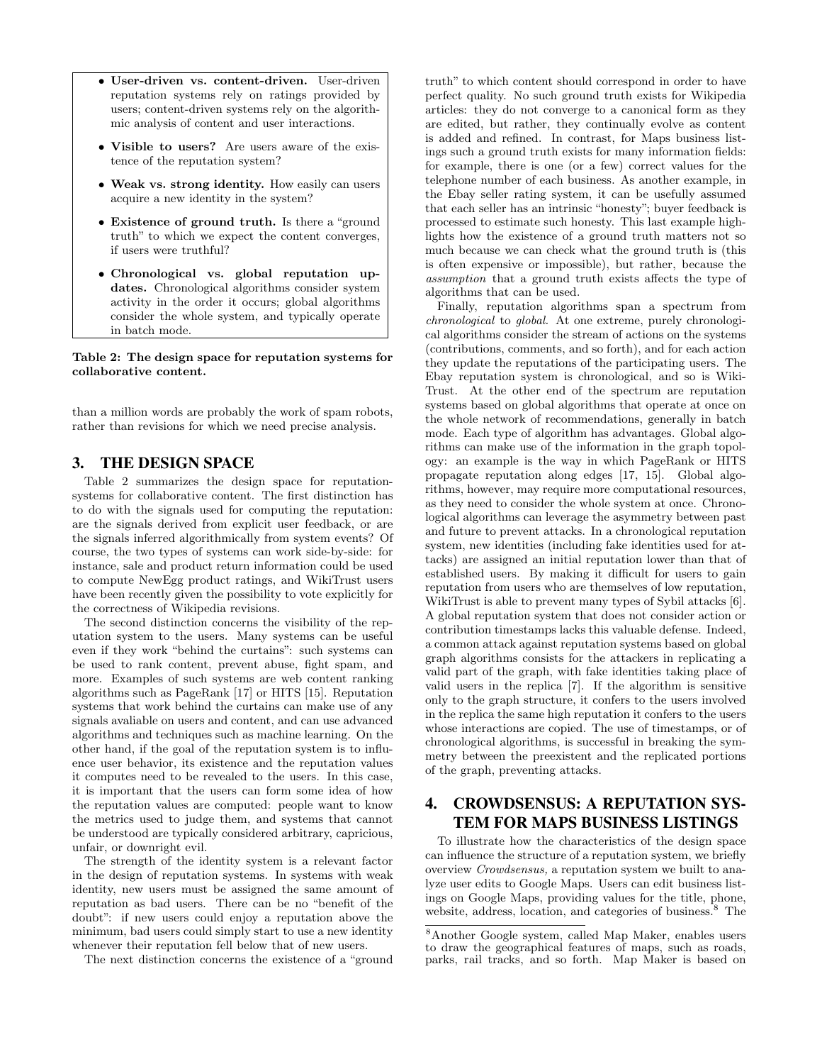- **User-driven vs. content-driven.** User-driven reputation systems rely on ratings provided by users; content-driven systems rely on the algorithmic analysis of content and user interactions.
- **Visible to users?** Are users aware of the existence of the reputation system?
- **Weak vs. strong identity.** How easily can users acquire a new identity in the system?
- **Existence of ground truth.** Is there a "ground truth" to which we expect the content converges, if users were truthful?
- **Chronological vs. global reputation updates.** Chronological algorithms consider system activity in the order it occurs; global algorithms consider the whole system, and typically operate in batch mode.

**Table 2: The design space for reputation systems for collaborative content.**

than a million words are probably the work of spam robots, rather than revisions for which we need precise analysis.

## 3. THE DESIGN SPACE

Table 2 summarizes the design space for reputation-systems for collaborative content. The first distinction has to do with the signals used for computing the reputation: are the signals derived from explicit user feedback, or are the signals inferred algorithmically from system events? Of course, the two types of systems can work side-by-side: for instance, sale and product return information could be used to compute NewEgg product ratings, and WikiTrust users have been recently given the possibility to vote explicitly for the correctness of Wikipedia revisions.

The second distinction concerns the visibility of the reputation system to the users. Many systems can be useful even if they work "behind the curtains": such systems can be used to rank content, prevent abuse, fight spam, and more. Examples of such systems are web content ranking algorithms such as PageRank [17] or HITS [15]. Reputation systems that work behind the curtains can make use of any signals avaliable on users and content, and can use advanced algorithms and techniques such as machine learning. On the other hand, if the goal of the reputation system is to influence user behavior, its existence and the reputation values it computes need to be revealed to the users. In this case, it is important that the users can form some idea of how the reputation values are computed: people want to know the metrics used to judge them, and systems that cannot be understood are typically considered arbitrary, capricious, unfair, or downright evil.

The strength of the identity system is a relevant factor in the design of reputation systems. In systems with weak identity, new users must be assigned the same amount of reputation as bad users. There can be no "benefit of the doubt": if new users could enjoy a reputation above the minimum, bad users could simply start to use a new identity whenever their reputation fell below that of new users.

The next distinction concerns the existence of a "ground truth" to which content should correspond in order to have perfect quality. No such ground truth exists for Wikipedia articles: they do not converge to a canonical form as they are edited, but rather, they continually evolve as content is added and refined. In contrast, for Maps business listings such a ground truth exists for many information fields: for example, there is one (or a few) correct values for the telephone number of each business. As another example, in the Ebay seller rating system, it can be usefully assumed that each seller has an intrinsic "honesty"; buyer feedback is processed to estimate such honesty. This last example highlights how the existence of a ground truth matters not so much because we can check what the ground truth is (this is often expensive or impossible), but rather, because the *assumption* that a ground truth exists affects the type of algorithms that can be used.

Finally, reputation algorithms span a spectrum from *chronological* to *global*. At one extreme, purely chronological algorithms consider the stream of actions on the systems (contributions, comments, and so forth), and for each action they update the reputations of the participating users. The Ebay reputation system is chronological, and so is WikiTrust. At the other end of the spectrum are reputation systems based on global algorithms that operate at once on the whole network of recommendations, generally in batch mode. Each type of algorithm has advantages. Global algorithms can make use of the information in the graph topology: an example is the way in which PageRank or HITS propagate reputation along edges [17, 15]. Global algorithms, however, may require more computational resources, as they need to consider the whole system at once. Chronological algorithms can leverage the asymmetry between past and future to prevent attacks. In a chronological reputation system, new identities (including fake identities used for attacks) are assigned an initial reputation lower than that of established users. By making it difficult for users to gain reputation from users who are themselves of low reputation, WikiTrust is able to prevent many types of Sybil attacks [6]. A global reputation system that does not consider action or contribution timestamps lacks this valuable defense. Indeed, a common attack against reputation systems based on global graph algorithms consists for the attackers in replicating a valid part of the graph, with fake identities taking place of valid users in the replica [7]. If the algorithm is sensitive only to the graph structure, it confers to the users involved in the replica the same high reputation it confers to the users whose interactions are copied. The use of timestamps, or of chronological algorithms, is successful in breaking the symmetry between the preexistent and the replicated portions of the graph, preventing attacks.

## 4. CROWDSENSUS: A REPUTATION SYSTEM FOR MAPS BUSINESS LISTINGS

To illustrate how the characteristics of the design space can influence the structure of a reputation system, we briefly overview *Crowdsensus,* a reputation system we built to analyze user edits to Google Maps. Users can edit business listings on Google Maps, providing values for the title, phone, website, address, location, and categories of business.[8] The

[8] Another Google system, called Map Maker, enables users to draw the geographical features of maps, such as roads, parks, rail tracks, and so forth. Map Maker is based on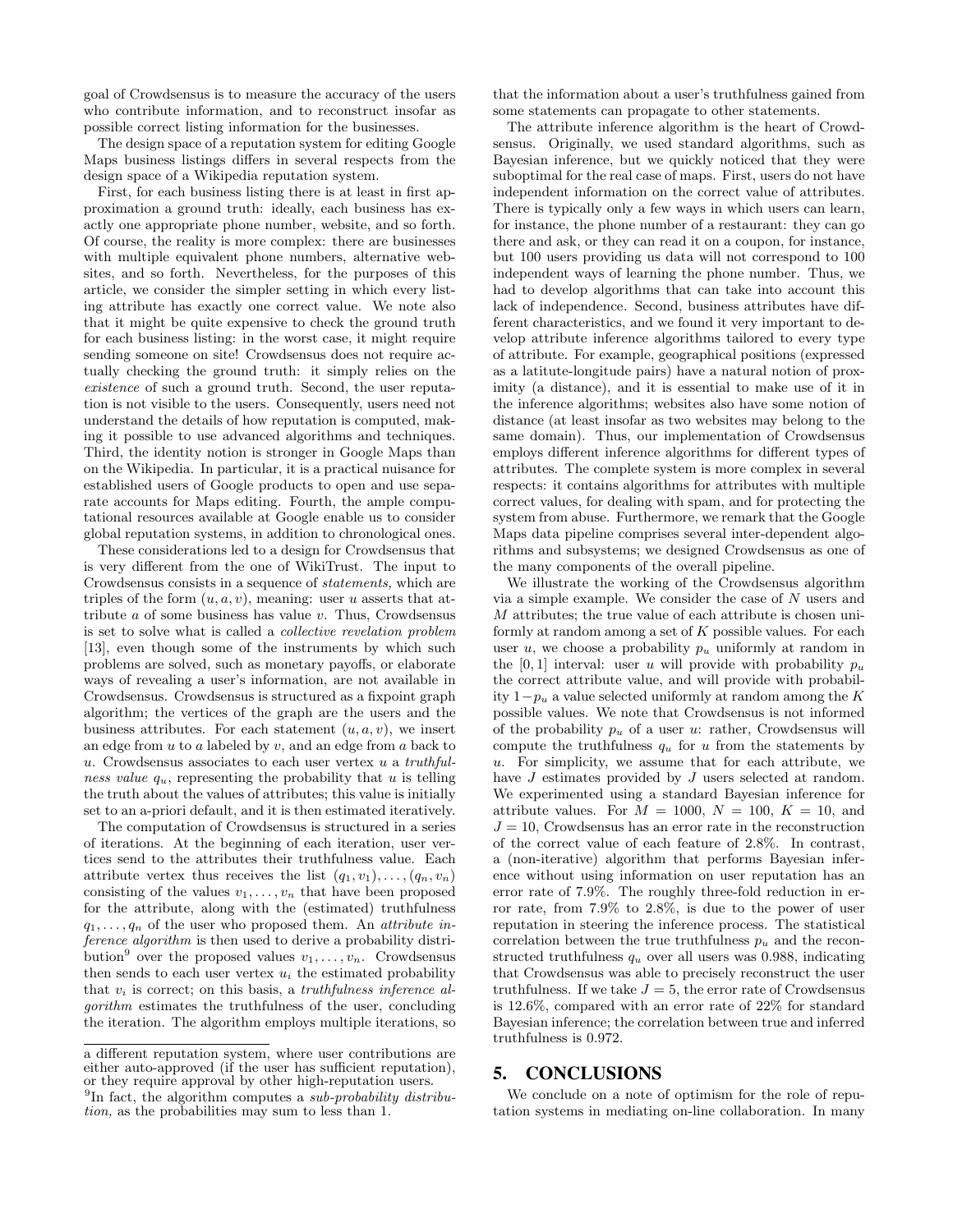goal of Crowdsensus is to measure the accuracy of the users who contribute information, and to reconstruct insofar as possible correct listing information for the businesses.

The design space of a reputation system for editing Google Maps business listings differs in several respects from the design space of a Wikipedia reputation system.

First, for each business listing there is at least in first approximation a ground truth: ideally, each business has exactly one appropriate phone number, website, and so forth. Of course, the reality is more complex: there are businesses with multiple equivalent phone numbers, alternative websites, and so forth. Nevertheless, for the purposes of this article, we consider the simpler setting in which every listing attribute has exactly one correct value. We note also that it might be quite expensive to check the ground truth for each business listing: in the worst case, it might require sending someone on site! Crowdsensus does not require actually checking the ground truth: it simply relies on the *existence* of such a ground truth. Second, the user reputation is not visible to the users. Consequently, users need not understand the details of how reputation is computed, making it possible to use advanced algorithms and techniques. Third, the identity notion is stronger in Google Maps than on the Wikipedia. In particular, it is a practical nuisance for established users of Google products to open and use separate accounts for Maps editing. Fourth, the ample computational resources available at Google enable us to consider global reputation systems, in addition to chronological ones.

These considerations led to a design for Crowdsensus that is very different from the one of WikiTrust. The input to Crowdsensus consists in a sequence of *statements,* which are triples of the form $(u, a, v)$, meaning: user $u$ asserts that attribute $a$ of some business has value $v$. Thus, Crowdsensus is set to solve what is called a *collective revelation problem* [13], even though some of the instruments by which such problems are solved, such as monetary payoffs, or elaborate ways of revealing a user's information, are not available in Crowdsensus. Crowdsensus is structured as a fixpoint graph algorithm; the vertices of the graph are the users and the business attributes. For each statement $(u, a, v)$, we insert an edge from $u$ to $a$ labeled by $v$, and an edge from $a$ back to $u$. Crowdsensus associates to each user vertex $u$ a *truthfulness value* $q_u$, representing the probability that $u$ is telling the truth about the values of attributes; this value is initially set to an a-priori default, and it is then estimated iteratively.

The computation of Crowdsensus is structured in a series of iterations. At the beginning of each iteration, user vertices send to the attributes their truthfulness value. Each attribute vertex thus receives the list $(q_1, v_1), \ldots, (q_n, v_n)$ consisting of the values $v_1, \ldots, v_n$ that have been proposed for the attribute, along with the (estimated) truthfulness $q_1, \ldots, q_n$ of the user who proposed them. An *attribute inference algorithm* is then used to derive a probability distribution[9] over the proposed values $v_1, \ldots, v_n$. Crowdsensus then sends to each user vertex $u_i$ the estimated probability that $v_i$ is correct; on this basis, a *truthfulness inference algorithm* estimates the truthfulness of the user, concluding the iteration. The algorithm employs multiple iterations, so that the information about a user's truthfulness gained from some statements can propagate to other statements.

The attribute inference algorithm is the heart of Crowdsensus. Originally, we used standard algorithms, such as Bayesian inference, but we quickly noticed that they were suboptimal for the real case of maps. First, users do not have independent information on the correct value of attributes. There is typically only a few ways in which users can learn, for instance, the phone number of a restaurant: they can go there and ask, or they can read it on a coupon, for instance, but 100 users providing us data will not correspond to 100 independent ways of learning the phone number. Thus, we had to develop algorithms that can take into account this lack of independence. Second, business attributes have different characteristics, and we found it very important to develop attribute inference algorithms tailored to every type of attribute. For example, geographical positions (expressed as a latitute-longitude pairs) have a natural notion of proximity (a distance), and it is essential to make use of it in the inference algorithms; websites also have some notion of distance (at least insofar as two websites may belong to the same domain). Thus, our implementation of Crowdsensus employs different inference algorithms for different types of attributes. The complete system is more complex in several respects: it contains algorithms for attributes with multiple correct values, for dealing with spam, and for protecting the system from abuse. Furthermore, we remark that the Google Maps data pipeline comprises several inter-dependent algorithms and subsystems; we designed Crowdsensus as one of the many components of the overall pipeline.

We illustrate the working of the Crowdsensus algorithm via a simple example. We consider the case of $N$ users and $M$ attributes; the true value of each attribute is chosen uniformly at random among a set of $K$ possible values. For each user $u$, we choose a probability $p_u$ uniformly at random in the $[0, 1]$ interval: user $u$ will provide with probability $p_u$ the correct attribute value, and will provide with probability $1-p_u$ a value selected uniformly at random among the $K$ possible values. We note that Crowdsensus is not informed of the probability $p_u$ of a user $u$: rather, Crowdsensus will compute the truthfulness $q_u$ for $u$ from the statements by $u$. For simplicity, we assume that for each attribute, we have $J$ estimates provided by $J$ users selected at random. We experimented using a standard Bayesian inference for attribute values. For $M = 1000$, $N = 100$, $K = 10$, and $J = 10$, Crowdsensus has an error rate in the reconstruction of the correct value of each feature of 2.8%. In contrast, a (non-iterative) algorithm that performs Bayesian inference without using information on user reputation has an error rate of 7.9%. The roughly three-fold reduction in error rate, from 7.9% to 2.8%, is due to the power of user reputation in steering the inference process. The statistical correlation between the true truthfulness $p_u$ and the reconstructed truthfulness $q_u$ over all users was 0.988, indicating that Crowdsensus was able to precisely reconstruct the user truthfulness. If we take $J = 5$, the error rate of Crowdsensus is 12.6%, compared with an error rate of 22% for standard Bayesian inference; the correlation between true and inferred truthfulness is 0.972.

## 5. CONCLUSIONS

We conclude on a note of optimism for the role of reputation systems in mediating on-line collaboration. In many

---

a different reputation system, where user contributions are either auto-approved (if the user has sufficient reputation), or they require approval by other high-reputation users.

[9] In fact, the algorithm computes a *sub-probability distribution,* as the probabilities may sum to less than 1.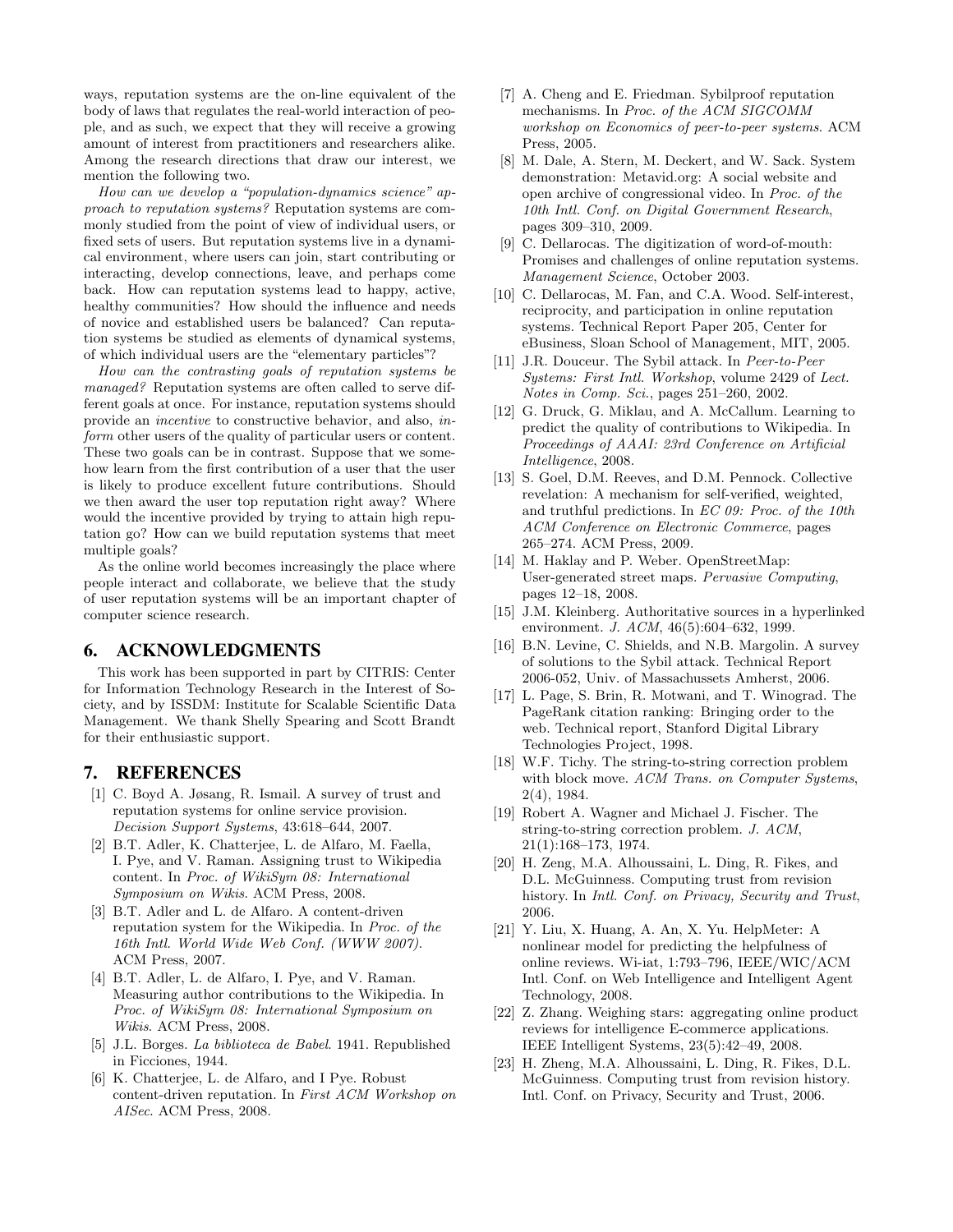ways, reputation systems are the on-line equivalent of the body of laws that regulates the real-world interaction of people, and as such, we expect that they will receive a growing amount of interest from practitioners and researchers alike. Among the research directions that draw our interest, we mention the following two.

*How can we develop a "population-dynamics science" approach to reputation systems?* Reputation systems are commonly studied from the point of view of individual users, or fixed sets of users. But reputation systems live in a dynamical environment, where users can join, start contributing or interacting, develop connections, leave, and perhaps come back. How can reputation systems lead to happy, active, healthy communities? How should the influence and needs of novice and established users be balanced? Can reputation systems be studied as elements of dynamical systems, of which individual users are the "elementary particles"?

*How can the contrasting goals of reputation systems be managed?* Reputation systems are often called to serve different goals at once. For instance, reputation systems should provide an *incentive* to constructive behavior, and also, *inform* other users of the quality of particular users or content. These two goals can be in contrast. Suppose that we somehow learn from the first contribution of a user that the user is likely to produce excellent future contributions. Should we then award the user top reputation right away? Where would the incentive provided by trying to attain high reputation go? How can we build reputation systems that meet multiple goals?

As the online world becomes increasingly the place where people interact and collaborate, we believe that the study of user reputation systems will be an important chapter of computer science research.

## 6. ACKNOWLEDGMENTS

This work has been supported in part by CITRIS: Center for Information Technology Research in the Interest of Society, and by ISSDM: Institute for Scalable Scientific Data Management. We thank Shelly Spearing and Scott Brandt for their enthusiastic support.

## 7. REFERENCES

[1] C. Boyd A. Jøsang, R. Ismail. A survey of trust and reputation systems for online service provision. *Decision Support Systems*, 43:618–644, 2007.

[2] B.T. Adler, K. Chatterjee, L. de Alfaro, M. Faella, I. Pye, and V. Raman. Assigning trust to Wikipedia content. In *Proc. of WikiSym 08: International Symposium on Wikis*. ACM Press, 2008.

[3] B.T. Adler and L. de Alfaro. A content-driven reputation system for the Wikipedia. In *Proc. of the 16th Intl. World Wide Web Conf. (WWW 2007)*. ACM Press, 2007.

[4] B.T. Adler, L. de Alfaro, I. Pye, and V. Raman. Measuring author contributions to the Wikipedia. In *Proc. of WikiSym 08: International Symposium on Wikis*. ACM Press, 2008.

[5] J.L. Borges. *La biblioteca de Babel*. 1941. Republished in Ficciones, 1944.

[6] K. Chatterjee, L. de Alfaro, and I Pye. Robust content-driven reputation. In *First ACM Workshop on AISec*. ACM Press, 2008.

[7] A. Cheng and E. Friedman. Sybilproof reputation mechanisms. In *Proc. of the ACM SIGCOMM workshop on Economics of peer-to-peer systems*. ACM Press, 2005.

[8] M. Dale, A. Stern, M. Deckert, and W. Sack. System demonstration: Metavid.org: A social website and open archive of congressional video. In *Proc. of the 10th Intl. Conf. on Digital Government Research*, pages 309–310, 2009.

[9] C. Dellarocas. The digitization of word-of-mouth: Promises and challenges of online reputation systems. *Management Science*, October 2003.

[10] C. Dellarocas, M. Fan, and C.A. Wood. Self-interest, reciprocity, and participation in online reputation systems. Technical Report Paper 205, Center for eBusiness, Sloan School of Management, MIT, 2005.

[11] J.R. Douceur. The Sybil attack. In *Peer-to-Peer Systems: First Intl. Workshop*, volume 2429 of *Lect. Notes in Comp. Sci.*, pages 251–260, 2002.

[12] G. Druck, G. Miklau, and A. McCallum. Learning to predict the quality of contributions to Wikipedia. In *Proceedings of AAAI: 23rd Conference on Artificial Intelligence*, 2008.

[13] S. Goel, D.M. Reeves, and D.M. Pennock. Collective revelation: A mechanism for self-verified, weighted, and truthful predictions. In *EC 09: Proc. of the 10th ACM Conference on Electronic Commerce*, pages 265–274. ACM Press, 2009.

[14] M. Haklay and P. Weber. OpenStreetMap: User-generated street maps. *Pervasive Computing*, pages 12–18, 2008.

[15] J.M. Kleinberg. Authoritative sources in a hyperlinked environment. *J. ACM*, 46(5):604–632, 1999.

[16] B.N. Levine, C. Shields, and N.B. Margolin. A survey of solutions to the Sybil attack. Technical Report 2006-052, Univ. of Massachussets Amherst, 2006.

[17] L. Page, S. Brin, R. Motwani, and T. Winograd. The PageRank citation ranking: Bringing order to the web. Technical report, Stanford Digital Library Technologies Project, 1998.

[18] W.F. Tichy. The string-to-string correction problem with block move. *ACM Trans. on Computer Systems*, 2(4), 1984.

[19] Robert A. Wagner and Michael J. Fischer. The string-to-string correction problem. *J. ACM*, 21(1):168–173, 1974.

[20] H. Zeng, M.A. Alhoussaini, L. Ding, R. Fikes, and D.L. McGuinness. Computing trust from revision history. In *Intl. Conf. on Privacy, Security and Trust*, 2006.

[21] Y. Liu, X. Huang, A. An, X. Yu. HelpMeter: A nonlinear model for predicting the helpfulness of online reviews. Wi-iat, 1:793–796, IEEE/WIC/ACM Intl. Conf. on Web Intelligence and Intelligent Agent Technology, 2008.

[22] Z. Zhang. Weighing stars: aggregating online product reviews for intelligence E-commerce applications. IEEE Intelligent Systems, 23(5):42–49, 2008.

[23] H. Zheng, M.A. Alhoussaini, L. Ding, R. Fikes, D.L. McGuinness. Computing trust from revision history. Intl. Conf. on Privacy, Security and Trust, 2006.